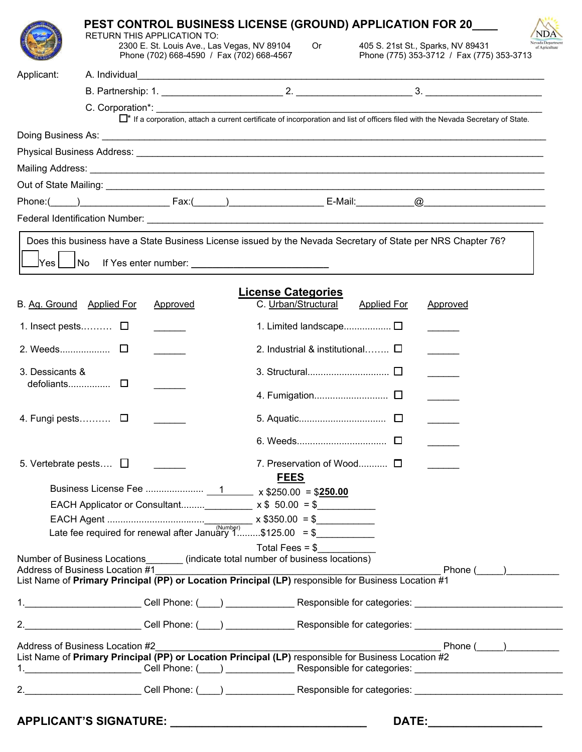# PEST CONTROL BUSINESS LICENSE (GROUND) APPLICATION FOR 20____

RETURN THIS APPLICATION TO:

2300 E. St. Louis Ave., Las Vegas, NV 89104
Phone (702) 668-4590 / Fax (702) 668-4567

Or

405 S. 21st St., Sparks, NV 89431
Phone (775) 353-3712 / Fax (775) 353-3713

Applicant: A. Individual_______________________________________________

B. Partnership: 1. ______________________ 2. ______________________ 3. ______________________

C. Corporation*: _______________________________________________

☐* If a corporation, attach a current certificate of incorporation and list of officers filed with the Nevada Secretary of State.

Doing Business As: _______________________________________________

Physical Business Address: _______________________________________________

Mailing Address: _______________________________________________

Out of State Mailing: _______________________________________________

Phone:(_____)_________________ Fax:(______)__________________ E-Mail:___________@________________________

Federal Identification Number: _______________________________________________

Does this business have a State Business License issued by the Nevada Secretary of State per NRS Chapter 76?

☐ Yes ☐ No If Yes enter number: __________________________

## License Categories

| B. Ag. Ground | Applied For | Approved | C. Urban/Structural | Applied For | Approved |
|---|---|---|---|---|---|
| 1. Insect pests.......... | ☐ | ______ | 1. Limited landscape.................. | ☐ | ______ |
| 2. Weeds.................. | ☐ | ______ | 2. Industrial & institutional........ | ☐ | ______ |
| 3. Dessicants & defoliants................ | ☐ | ______ | 3. Structural.............................. | ☐ | ______ |
| | | | 4. Fumigation............................ | ☐ | ______ |
| 4. Fungi pests.......... | ☐ | ______ | 5. Aquatic................................ | ☐ | ______ |
| | | | 6. Weeds................................. | ☐ | ______ |
| 5. Vertebrate pests.... | ☐ | ______ | 7. Preservation of Wood........... | ☐ | ______ |

## FEES

| | (Number) | | |
|---|---|---|---|
| Business License Fee ...................... | 1 | x $250.00 | = $**250.00** |
| EACH Applicator or Consultant......... | _________ | x $ 50.00 | = $___________ |
| EACH Agent .................................... | _________ | x $350.00 | = $___________ |
| Late fee required for renewal after January 1......... | | $125.00 | = $___________ |
| | | Total Fees | = $___________ |

Number of Business Locations_______ (indicate total number of business locations)

Address of Business Location #1_______________________________________________ Phone (_____)__________

List Name of **Primary Principal (PP) or Location Principal (LP)** responsible for Business Location #1

1.______________________ Cell Phone: (____) _____________ Responsible for categories: ____________________________

2.______________________ Cell Phone: (____) _____________ Responsible for categories: ____________________________

Address of Business Location #2_______________________________________________ Phone (_____)__________

List Name of **Primary Principal (PP) or Location Principal (LP)** responsible for Business Location #2

1.______________________ Cell Phone: (____) _____________ Responsible for categories: ____________________________

2.______________________ Cell Phone: (____) _____________ Responsible for categories: ____________________________

**APPLICANT'S SIGNATURE: ________________________________ DATE:__________________**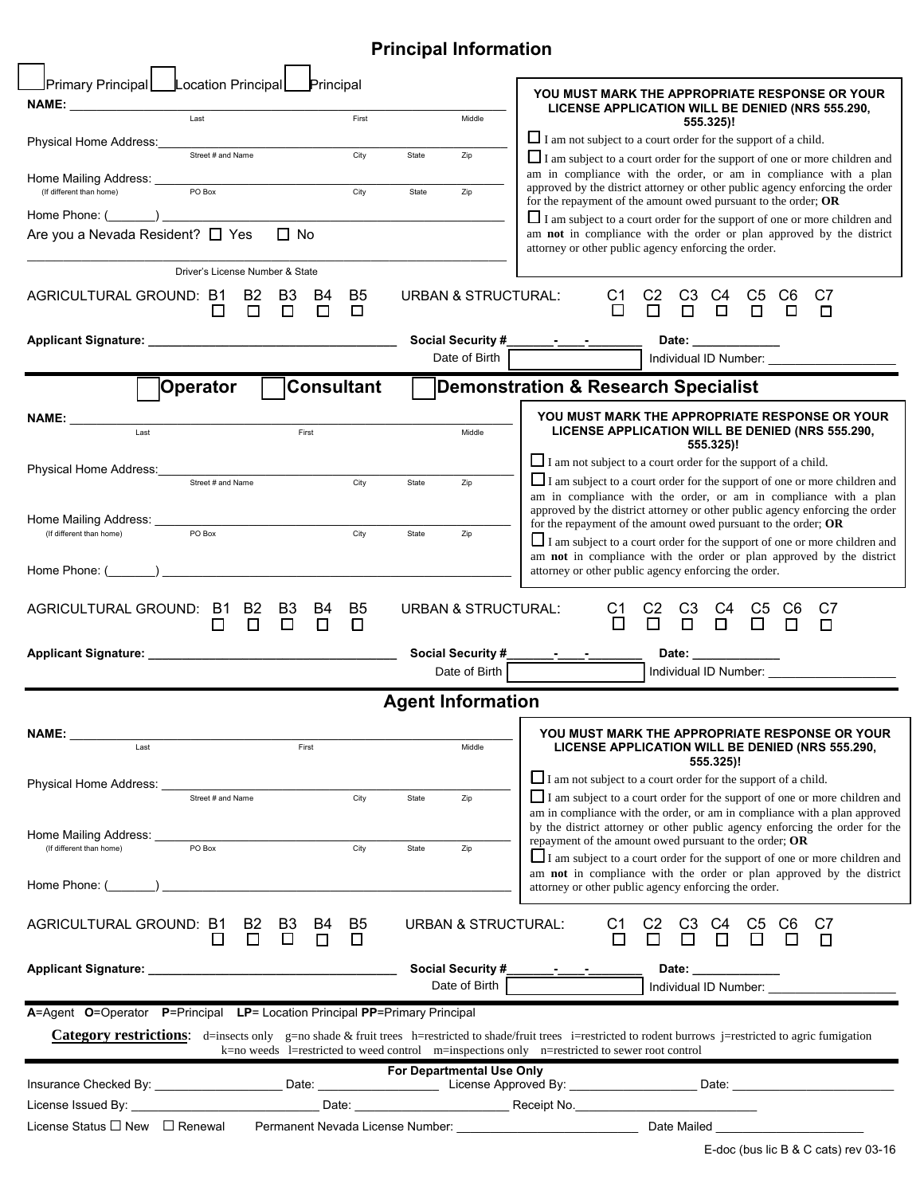## Principal Information

☐ Primary Principal ☐ Location Principal ☐ Principal

NAME: ____________________________________________
Last First Middle

Physical Home Address: ____________________________________________
Street # and Name City State Zip

Home Mailing Address: ____________________________________________
(If different than home) PO Box City State Zip

Home Phone: (_______) ____________________________________________

Are you a Nevada Resident? ☐ Yes ☐ No

____________________________________________
Driver's License Number & State

**YOU MUST MARK THE APPROPRIATE RESPONSE OR YOUR LICENSE APPLICATION WILL BE DENIED (NRS 555.290, 555.325)!**

☐ I am not subject to a court order for the support of a child.

☐ I am subject to a court order for the support of one or more children and am in compliance with the order, or am in compliance with a plan approved by the district attorney or other public agency enforcing the order for the repayment of the amount owed pursuant to the order; **OR**

☐ I am subject to a court order for the support of one or more children and am **not** in compliance with the order or plan approved by the district attorney or other public agency enforcing the order.

AGRICULTURAL GROUND: B1 ☐ B2 ☐ B3 ☐ B4 ☐ B5 ☐ URBAN & STRUCTURAL: C1 ☐ C2 ☐ C3 ☐ C4 ☐ C5 ☐ C6 ☐ C7 ☐

**Applicant Signature:** ______________________ **Social Security #**\_\_\_\_-\_\_\_-\_\_\_\_ **Date:** __________

Date of Birth ______ Individual ID Number: __________________

## ☐ Operator ☐ Consultant ☐ Demonstration & Research Specialist

NAME: ____________________________________________
Last First Middle

Physical Home Address: ____________________________________________
Street # and Name City State Zip

Home Mailing Address: ____________________________________________
(If different than home) PO Box City State Zip

Home Phone: (_______) ____________________________________________

**YOU MUST MARK THE APPROPRIATE RESPONSE OR YOUR LICENSE APPLICATION WILL BE DENIED (NRS 555.290, 555.325)!**

☐ I am not subject to a court order for the support of a child.

☐ I am subject to a court order for the support of one or more children and am in compliance with the order, or am in compliance with a plan approved by the district attorney or other public agency enforcing the order for the repayment of the amount owed pursuant to the order; **OR**

☐ I am subject to a court order for the support of one or more children and am **not** in compliance with the order or plan approved by the district attorney or other public agency enforcing the order.

AGRICULTURAL GROUND: B1 ☐ B2 ☐ B3 ☐ B4 ☐ B5 ☐ URBAN & STRUCTURAL: C1 ☐ C2 ☐ C3 ☐ C4 ☐ C5 ☐ C6 ☐ C7 ☐

**Applicant Signature:** ______________________ **Social Security #**\_\_\_\_-\_\_\_-\_\_\_\_ **Date:** __________

Date of Birth ______ Individual ID Number: __________________

## Agent Information

NAME: ____________________________________________
Last First Middle

Physical Home Address: ____________________________________________
Street # and Name City State Zip

Home Mailing Address: ____________________________________________
(If different than home) PO Box City State Zip

Home Phone: (_______) ____________________________________________

**YOU MUST MARK THE APPROPRIATE RESPONSE OR YOUR LICENSE APPLICATION WILL BE DENIED (NRS 555.290, 555.325)!**

☐ I am not subject to a court order for the support of a child.

☐ I am subject to a court order for the support of one or more children and am in compliance with the order, or am in compliance with a plan approved by the district attorney or other public agency enforcing the order for the repayment of the amount owed pursuant to the order; **OR**

☐ I am subject to a court order for the support of one or more children and am **not** in compliance with the order or plan approved by the district attorney or other public agency enforcing the order.

AGRICULTURAL GROUND: B1 ☐ B2 ☐ B3 ☐ B4 ☐ B5 ☐ URBAN & STRUCTURAL: C1 ☐ C2 ☐ C3 ☐ C4 ☐ C5 ☐ C6 ☐ C7 ☐

**Applicant Signature:** ______________________ **Social Security #**\_\_\_\_-\_\_\_-\_\_\_\_ **Date:** __________

Date of Birth ______ Individual ID Number: __________________

**A**=Agent **O**=Operator **P**=Principal **LP**= Location Principal **PP**=Primary Principal

**Category restrictions**: d=insects only g=no shade & fruit trees h=restricted to shade/fruit trees i=restricted to rodent burrows j=restricted to agric fumigation k=no weeds l=restricted to weed control m=inspections only n=restricted to sewer root control

**For Departmental Use Only**

Insurance Checked By: ______________ Date: ______________ License Approved By: ______________ Date: ______________

License Issued By: ______________ Date: ______________ Receipt No. ______________

License Status ☐ New ☐ Renewal Permanent Nevada License Number: ______________ Date Mailed ______________

E-doc (bus lic B & C cats) rev 03-16